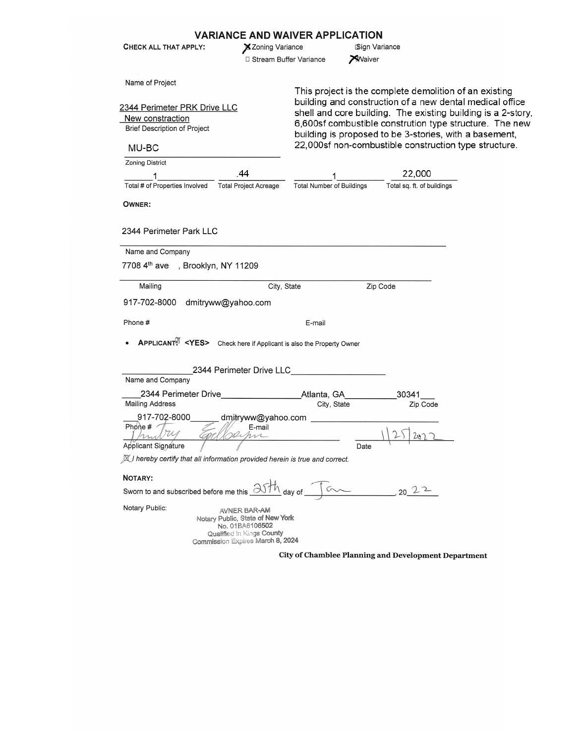# VARIANCE AND WAIVER APPLICATION

**CHECK ALL THAT APPLY:**

- [x] Zoning Variance
- [ ] Sign Variance
- [ ] Stream Buffer Variance
- [x] Waiver

Name of Project

2344 Perimeter PRK Drive LLC

New constraction

Brief Description of Project

This project is the complete demolition of an existing building and construction of a new dental medical office shell and core building. The existing building is a 2-story, 6,600sf combustible constrution type structure. The new building is proposed to be 3-stories, with a basement, 22,000sf non-combustible construction type structure.

MU-BC

Zoning District

| 1 | .44 | 1 | 22,000 |
|---|---|---|---|
| Total # of Properties Involved | Total Project Acreage | Total Number of Buildings | Total sq. ft. of buildings |

**OWNER:**

2344 Perimeter Park LLC

Name and Company

7708 4th ave , Brooklyn, NY 11209

Mailing | City, State | Zip Code

917-702-8000 dmitryww@yahoo.com

Phone # | E-mail

- **APPLICANT:** <YES> Check here if Applicant is also the Property Owner

2344 Perimeter Drive LLC

Name and Company

2344 Perimeter Drive | Atlanta, GA | 30341

Mailing Address | City, State | Zip Code

917-702-8000 dmitryww@yahoo.com

Phone # | E-mail

[Signature] 1/25/2022

Applicant Signature | Date

[x] *I hereby certify that all information provided herein is true and correct.*

**NOTARY:**

Sworn to and subscribed before me this 25th day of Jan, 20 22

Notary Public:

AVNER BAR-AM
Notary Public, State of New York
No. 01BA6106502
Qualified in Kings County
Commission Expires March 8, 2024

**City of Chamblee Planning and Development Department**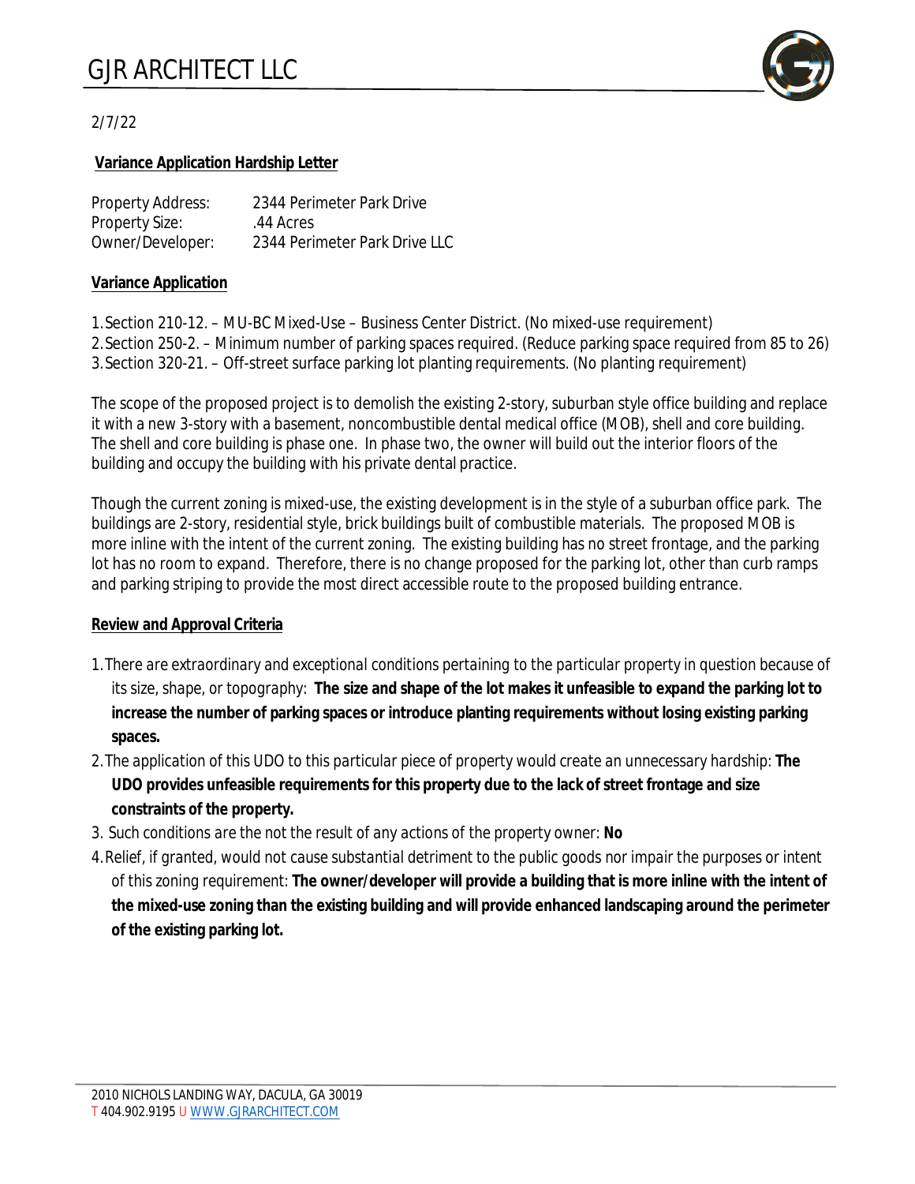# GJR ARCHITECT LLC

2/7/22

**Variance Application Hardship Letter**

| | |
|---|---|
| Property Address: | 2344 Perimeter Park Drive |
| Property Size: | .44 Acres |
| Owner/Developer: | 2344 Perimeter Park Drive LLC |

**Variance Application**

1. Section 210-12. – MU-BC Mixed-Use – Business Center District. (No mixed-use requirement)
2. Section 250-2. – Minimum number of parking spaces required. (Reduce parking space required from 85 to 26)
3. Section 320-21. – Off-street surface parking lot planting requirements. (No planting requirement)

The scope of the proposed project is to demolish the existing 2-story, suburban style office building and replace it with a new 3-story with a basement, noncombustible dental medical office (MOB), shell and core building. The shell and core building is phase one. In phase two, the owner will build out the interior floors of the building and occupy the building with his private dental practice.

Though the current zoning is mixed-use, the existing development is in the style of a suburban office park. The buildings are 2-story, residential style, brick buildings built of combustible materials. The proposed MOB is more inline with the intent of the current zoning. The existing building has no street frontage, and the parking lot has no room to expand. Therefore, there is no change proposed for the parking lot, other than curb ramps and parking striping to provide the most direct accessible route to the proposed building entrance.

**Review and Approval Criteria**

1. There are extraordinary and exceptional conditions pertaining to the particular property in question because of its size, shape, or topography: **The size and shape of the lot makes it unfeasible to expand the parking lot to increase the number of parking spaces or introduce planting requirements without losing existing parking spaces.**
2. The application of this UDO to this particular piece of property would create an unnecessary hardship: **The UDO provides unfeasible requirements for this property due to the lack of street frontage and size constraints of the property.**
3. Such conditions are the not the result of any actions of the property owner: **No**
4. Relief, if granted, would not cause substantial detriment to the public goods nor impair the purposes or intent of this zoning requirement: **The owner/developer will provide a building that is more inline with the intent of the mixed-use zoning than the existing building and will provide enhanced landscaping around the perimeter of the existing parking lot.**

2010 NICHOLS LANDING WAY, DACULA, GA 30019
T 404.902.9195 U WWW.GJRARCHITECT.COM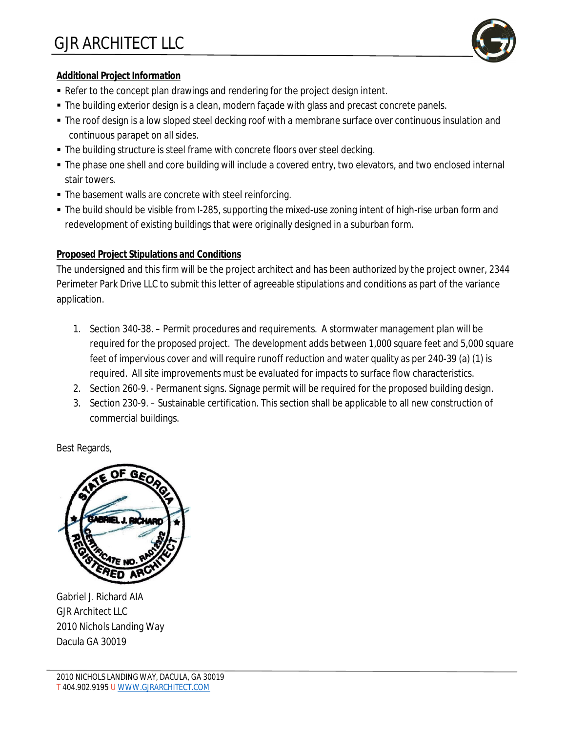# GJR ARCHITECT LLC

**Additional Project Information**

- Refer to the concept plan drawings and rendering for the project design intent.
- The building exterior design is a clean, modern façade with glass and precast concrete panels.
- The roof design is a low sloped steel decking roof with a membrane surface over continuous insulation and continuous parapet on all sides.
- The building structure is steel frame with concrete floors over steel decking.
- The phase one shell and core building will include a covered entry, two elevators, and two enclosed internal stair towers.
- The basement walls are concrete with steel reinforcing.
- The build should be visible from I-285, supporting the mixed-use zoning intent of high-rise urban form and redevelopment of existing buildings that were originally designed in a suburban form.

**Proposed Project Stipulations and Conditions**

The undersigned and this firm will be the project architect and has been authorized by the project owner, 2344 Perimeter Park Drive LLC to submit this letter of agreeable stipulations and conditions as part of the variance application.

1. Section 340-38. – Permit procedures and requirements. A stormwater management plan will be required for the proposed project. The development adds between 1,000 square feet and 5,000 square feet of impervious cover and will require runoff reduction and water quality as per 240-39 (a) (1) is required. All site improvements must be evaluated for impacts to surface flow characteristics.
2. Section 260-9. - Permanent signs. Signage permit will be required for the proposed building design.
3. Section 230-9. – Sustainable certification. This section shall be applicable to all new construction of commercial buildings.

Best Regards,

STATE OF GEORGIA
GABRIEL J. RICHARD
CERTIFICATE NO. RA012322
REGISTERED ARCHITECT

Gabriel J. Richard AIA
GJR Architect LLC
2010 Nichols Landing Way
Dacula GA 30019